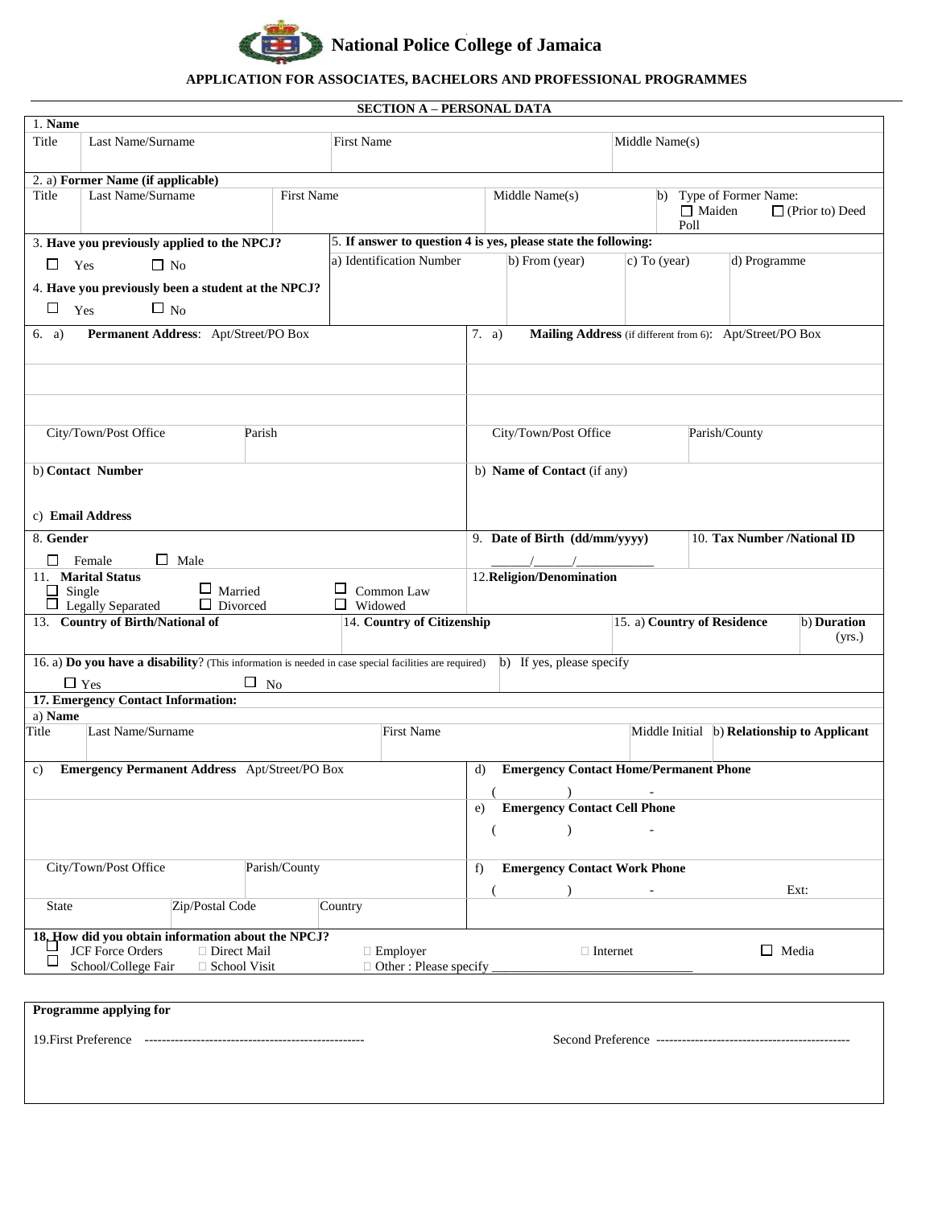# National Police College of Jamaica

## APPLICATION FOR ASSOCIATES, BACHELORS AND PROFESSIONAL PROGRAMMES

### SECTION A – PERSONAL DATA

**1. Name**

| Title | Last Name/Surname | First Name | Middle Name(s) |
|---|---|---|---|
| | | | |

**2. a) Former Name (if applicable)**

| Title | Last Name/Surname | First Name | Middle Name(s) | b) Type of Former Name: ☐ Maiden ☐ (Prior to) Deed Poll |
|---|---|---|---|---|
| | | | | |

**3. Have you previously applied to the NPCJ?**

☐ Yes ☐ No

**4. Have you previously been a student at the NPCJ?**

☐ Yes ☐ No

**5. If answer to question 4 is yes, please state the following:**

| a) Identification Number | b) From (year) | c) To (year) | d) Programme |
|---|---|---|---|
| | | | |

6. a) **Permanent Address**: Apt/Street/PO Box

City/Town/Post Office | Parish

b) **Contact Number**

c) **Email Address**

7. a) **Mailing Address** (if different from 6): Apt/Street/PO Box

City/Town/Post Office | Parish/County

b) **Name of Contact** (if any)

**8. Gender**

☐ Female ☐ Male

**9. Date of Birth (dd/mm/yyyy)**

\_\_\_\_\_\_/\_\_\_\_\_\_/\_\_\_\_\_\_\_\_\_\_\_\_

**10. Tax Number /National ID**

**11. Marital Status**

☐ Single ☐ Married ☐ Common Law
☐ Legally Separated ☐ Divorced ☐ Widowed

**12. Religion/Denomination**

**13. Country of Birth/National of**

**14. Country of Citizenship**

**15. a) Country of Residence** | **b) Duration** (yrs.)

16. a) **Do you have a disability**? (This information is needed in case special facilities are required)

☐ Yes ☐ No

b) If yes, please specify

**17. Emergency Contact Information:**

a) **Name**

| Title | Last Name/Surname | First Name | Middle Initial | b) **Relationship to Applicant** |
|---|---|---|---|---|
| | | | | |

c) **Emergency Permanent Address** Apt/Street/PO Box

City/Town/Post Office | Parish/County

State | Zip/Postal Code | Country

d) **Emergency Contact Home/Permanent Phone**

( ) -

e) **Emergency Contact Cell Phone**

( ) -

f) **Emergency Contact Work Phone**

( ) - Ext:

**18. How did you obtain information about the NPCJ?**

☐ JCF Force Orders ☐ Direct Mail ☐ Employer ☐ Internet ☐ Media
☐ School/College Fair ☐ School Visit ☐ Other : Please specify \_\_\_\_\_\_\_\_\_\_\_\_\_\_\_\_\_\_\_\_\_\_\_\_\_\_\_\_\_\_\_\_

**Programme applying for**

19.First Preference --------------------------------------------------- Second Preference ---------------------------------------------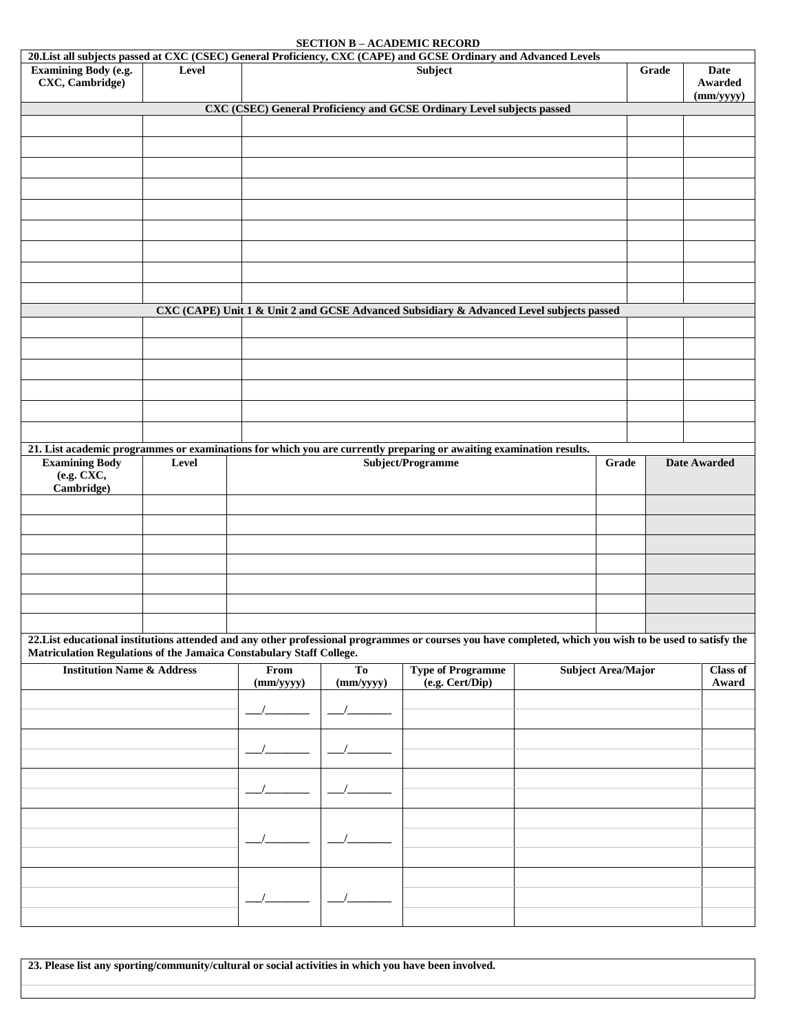## SECTION B – ACADEMIC RECORD

| 20.List all subjects passed at CXC (CSEC) General Proficiency, CXC (CAPE) and GCSE Ordinary and Advanced Levels | | | | |
|---|---|---|---|---|
| **Examining Body (e.g. CXC, Cambridge)** | **Level** | **Subject** | **Grade** | **Date Awarded (mm/yyyy)** |
| **CXC (CSEC) General Proficiency and GCSE Ordinary Level subjects passed** | | | | |
| | | | | |
| | | | | |
| | | | | |
| | | | | |
| | | | | |
| | | | | |
| | | | | |
| | | | | |
| | | | | |
| **CXC (CAPE) Unit 1 & Unit 2 and GCSE Advanced Subsidiary & Advanced Level subjects passed** | | | | |
| | | | | |
| | | | | |
| | | | | |
| | | | | |
| | | | | |
| | | | | |

| 21. List academic programmes or examinations for which you are currently preparing or awaiting examination results. | | | | |
|---|---|---|---|---|
| **Examining Body (e.g. CXC, Cambridge)** | **Level** | **Subject/Programme** | **Grade** | **Date Awarded** |
| | | | | |
| | | | | |
| | | | | |
| | | | | |
| | | | | |
| | | | | |
| | | | | |

**22.List educational institutions attended and any other professional programmes or courses you have completed, which you wish to be used to satisfy the Matriculation Regulations of the Jamaica Constabulary Staff College.**

| Institution Name & Address | From (mm/yyyy) | To (mm/yyyy) | Type of Programme (e.g. Cert/Dip) | Subject Area/Major | Class of Award |
|---|---|---|---|---|---|
| | ___/________ | ___/________ | | | |
| | ___/________ | ___/________ | | | |
| | ___/________ | ___/________ | | | |
| | ___/________ | ___/________ | | | |
| | ___/________ | ___/________ | | | |

| 23. Please list any sporting/community/cultural or social activities in which you have been involved. |
|---|
| |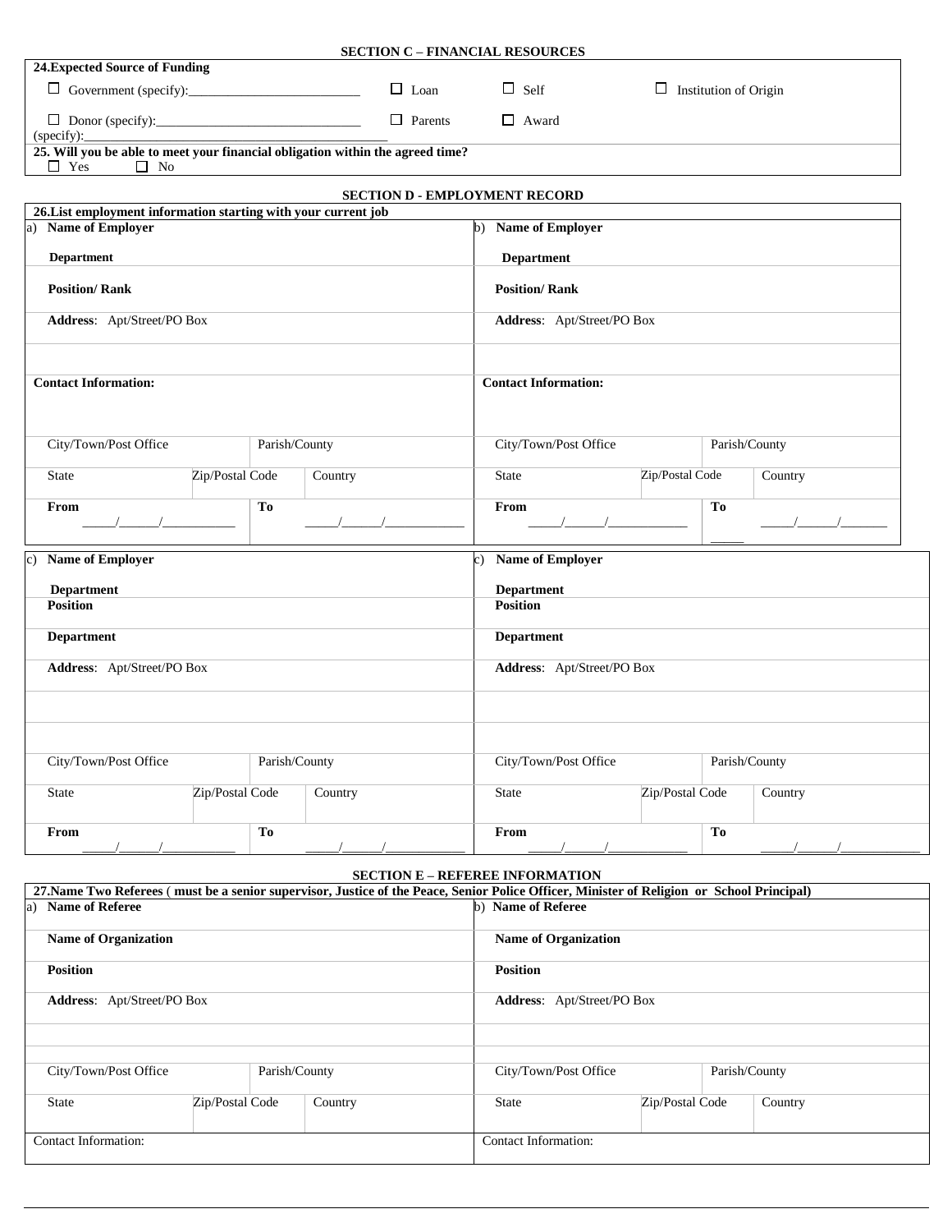**SECTION C – FINANCIAL RESOURCES**

**24.Expected Source of Funding**

☐ Government (specify):_________________________ ☐ Loan ☐ Self ☐ Institution of Origin

☐ Donor (specify):_______________________________ ☐ Parents ☐ Award
(specify):_______________________________________________

**25. Will you be able to meet your financial obligation within the agreed time?**
☐ Yes ☐ No

**SECTION D - EMPLOYMENT RECORD**

**26.List employment information starting with your current job**

| a) **Name of Employer** | | | b) **Name of Employer** | | |
|---|---|---|---|---|---|
| **Department** | | | **Department** | | |
| **Position/ Rank** | | | **Position/ Rank** | | |
| **Address**: Apt/Street/PO Box | | | **Address**: Apt/Street/PO Box | | |
| | | | | | |
| **Contact Information:** | | | **Contact Information:** | | |
| City/Town/Post Office | | Parish/County | City/Town/Post Office | | Parish/County |
| State | Zip/Postal Code | Country | State | Zip/Postal Code | Country |
| **From** _____/______/___________ | | **To** _____/______/____________ | **From** _____/______/____________ | | **To** _____/______/_______ _____ |

| c) **Name of Employer** | | | c) **Name of Employer** | | |
|---|---|---|---|---|---|
| **Department** | | | **Department** | | |
| **Position** | | | **Position** | | |
| **Department** | | | **Department** | | |
| **Address**: Apt/Street/PO Box | | | **Address**: Apt/Street/PO Box | | |
| | | | | | |
| | | | | | |
| City/Town/Post Office | | Parish/County | City/Town/Post Office | | Parish/County |
| State | Zip/Postal Code | Country | State | Zip/Postal Code | Country |
| **From** _____/______/___________ | | **To** _____/______/____________ | **From** _____/______/____________ | | **To** _____/______/_____________ |

**SECTION E – REFEREE INFORMATION**

**27.Name Two Referees ( must be a senior supervisor, Justice of the Peace, Senior Police Officer, Minister of Religion or School Principal)**

| a) **Name of Referee** | | | b) **Name of Referee** | | |
|---|---|---|---|---|---|
| **Name of Organization** | | | **Name of Organization** | | |
| **Position** | | | **Position** | | |
| **Address**: Apt/Street/PO Box | | | **Address**: Apt/Street/PO Box | | |
| | | | | | |
| | | | | | |
| City/Town/Post Office | | Parish/County | City/Town/Post Office | | Parish/County |
| State | Zip/Postal Code | Country | State | Zip/Postal Code | Country |
| Contact Information: | | | Contact Information: | | |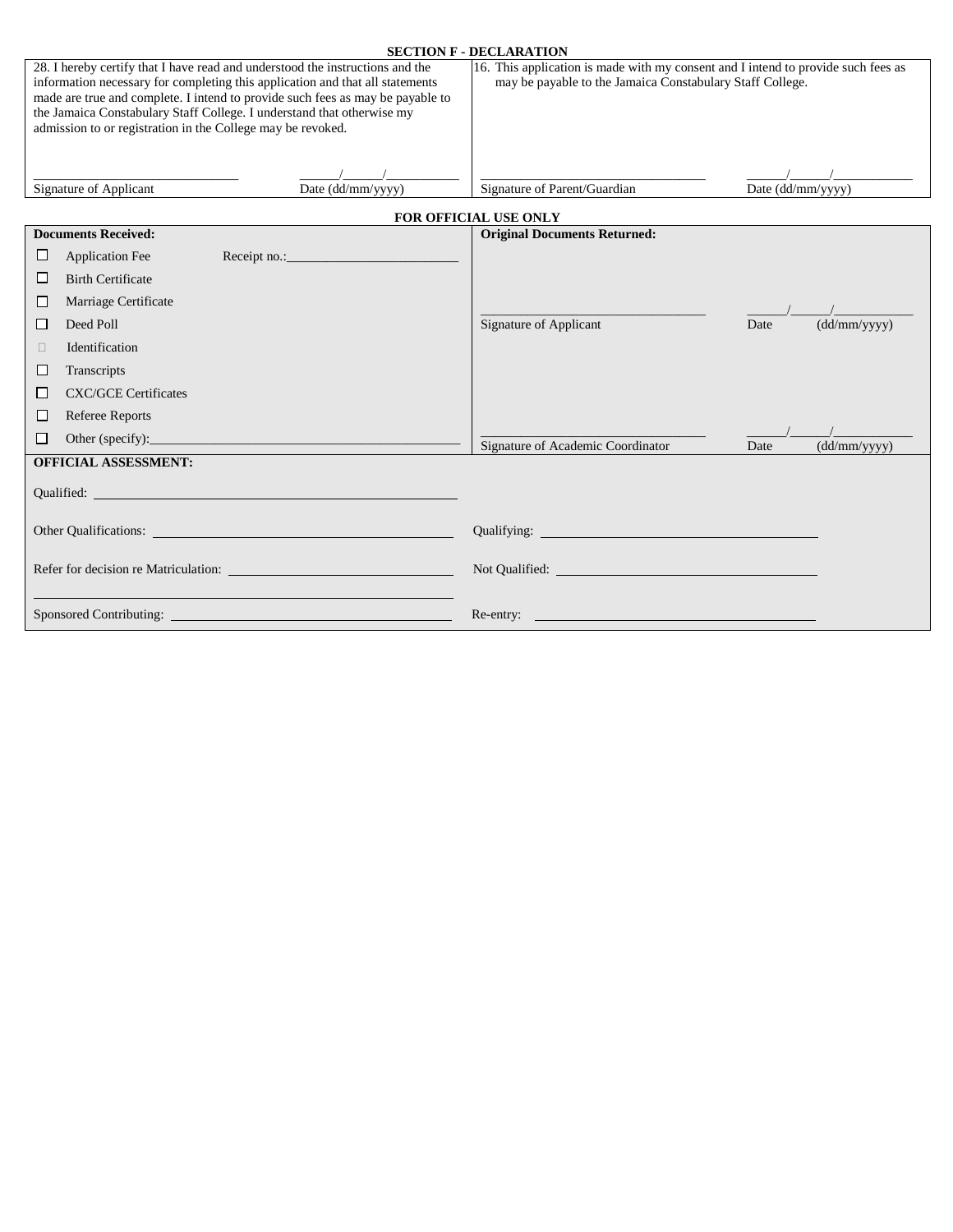## SECTION F - DECLARATION

| | |
|---|---|
| 28. I hereby certify that I have read and understood the instructions and the information necessary for completing this application and that all statements made are true and complete. I intend to provide such fees as may be payable to the Jamaica Constabulary Staff College. I understand that otherwise my admission to or registration in the College may be revoked. | 16. This application is made with my consent and I intend to provide such fees as may be payable to the Jamaica Constabulary Staff College. |
| ______________________________ ______/______/___________<br>Signature of Applicant Date (dd/mm/yyyy) | ______________________________ ______/______/___________<br>Signature of Parent/Guardian Date (dd/mm/yyyy) |

## FOR OFFICIAL USE ONLY

**Documents Received:**

- ☐ Application Fee Receipt no.:__________________________
- ☐ Birth Certificate
- ☐ Marriage Certificate
- ☐ Deed Poll
- ☐ Identification
- ☐ Transcripts
- ☐ CXC/GCE Certificates
- ☐ Referee Reports
- ☐ Other (specify):______________________________________________

**Original Documents Returned:**

______________________________ ______/______/___________
Signature of Applicant Date (dd/mm/yyyy)

______________________________ ______/______/___________
Signature of Academic Coordinator Date (dd/mm/yyyy)

**OFFICIAL ASSESSMENT:**

Qualified: ______________________________

Other Qualifications: ______________________________ Qualifying: ______________________________

Refer for decision re Matriculation: ______________________________ Not Qualified: ______________________________

______________________________

Sponsored Contributing: ______________________________ Re-entry: ______________________________